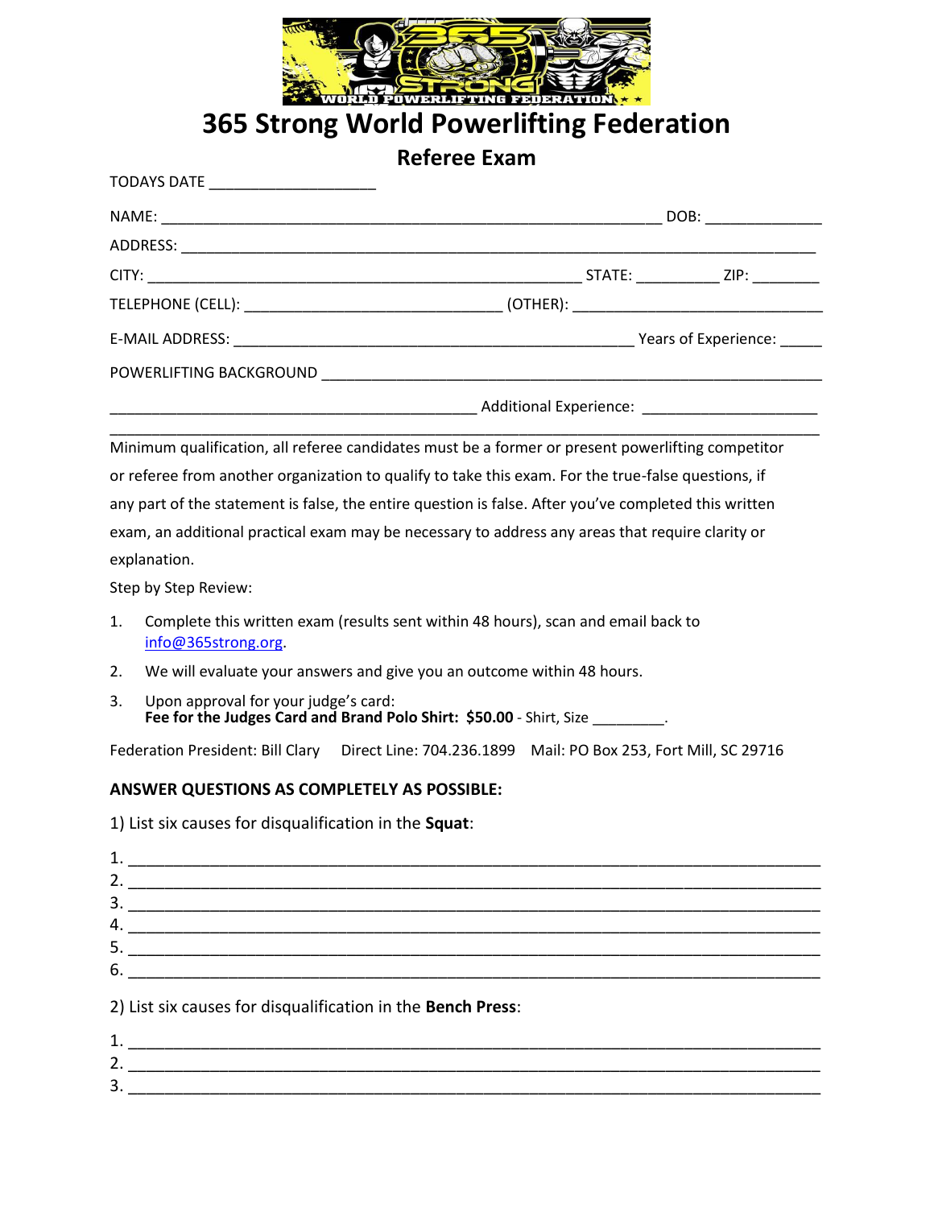# 365 Strong World Powerlifting Federation

## Referee Exam

TODAYS DATE ___________________

NAME: ___________________________________________________________ DOB: _____________

ADDRESS: ____________________________________________________________________________

CITY: ___________________________________________________ STATE: __________ ZIP: ________

TELEPHONE (CELL): _____________________________ (OTHER): _____________________________

E-MAIL ADDRESS: ______________________________________________ Years of Experience: _____

POWERLIFTING BACKGROUND ____________________________________________________________

__________________________________________ Additional Experience: ____________________

_________________________________________________________________________________

Minimum qualification, all referee candidates must be a former or present powerlifting competitor or referee from another organization to qualify to take this exam. For the true-false questions, if any part of the statement is false, the entire question is false. After you've completed this written exam, an additional practical exam may be necessary to address any areas that require clarity or explanation.

Step by Step Review:

1. Complete this written exam (results sent within 48 hours), scan and email back to info@365strong.org.
2. We will evaluate your answers and give you an outcome within 48 hours.
3. Upon approval for your judge's card:
   **Fee for the Judges Card and Brand Polo Shirt: $50.00** - Shirt, Size _________.

Federation President: Bill Clary  Direct Line: 704.236.1899  Mail: PO Box 253, Fort Mill, SC 29716

**ANSWER QUESTIONS AS COMPLETELY AS POSSIBLE:**

1) List six causes for disqualification in the **Squat**:

1. ___________________________________________________________________________
2. ___________________________________________________________________________
3. ___________________________________________________________________________
4. ___________________________________________________________________________
5. ___________________________________________________________________________
6. ___________________________________________________________________________

2) List six causes for disqualification in the **Bench Press**:

1. ___________________________________________________________________________
2. ___________________________________________________________________________
3. ___________________________________________________________________________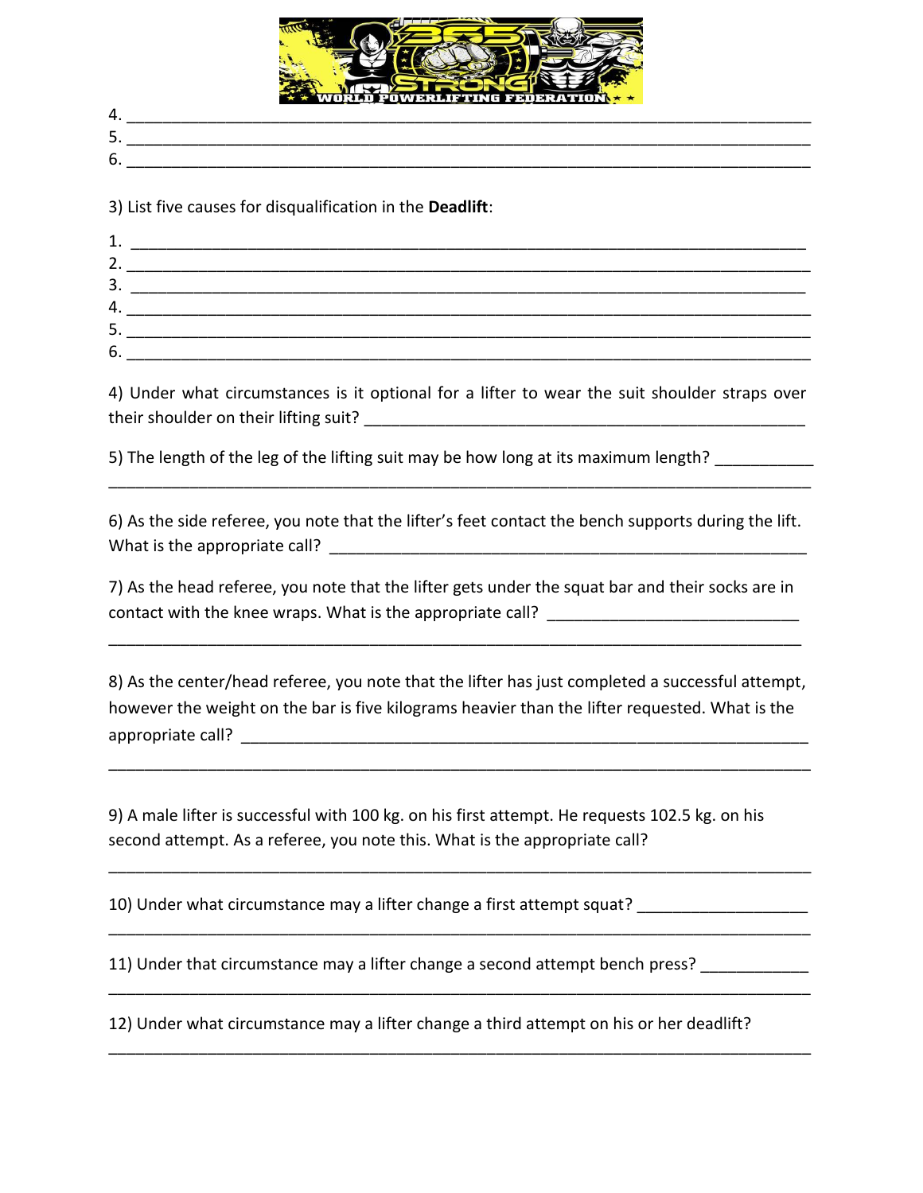4. ______________________________________________________________________________
5. ______________________________________________________________________________
6. ______________________________________________________________________________

3) List five causes for disqualification in the **Deadlift**:

1. ______________________________________________________________________________
2. ______________________________________________________________________________
3. ______________________________________________________________________________
4. ______________________________________________________________________________
5. ______________________________________________________________________________
6. ______________________________________________________________________________

4) Under what circumstances is it optional for a lifter to wear the suit shoulder straps over their shoulder on their lifting suit? ___________________________________________________

5) The length of the leg of the lifting suit may be how long at its maximum length? ___________
______________________________________________________________________________

6) As the side referee, you note that the lifter's feet contact the bench supports during the lift. What is the appropriate call? _______________________________________________________

7) As the head referee, you note that the lifter gets under the squat bar and their socks are in contact with the knee wraps. What is the appropriate call? ____________________________
______________________________________________________________________________

8) As the center/head referee, you note that the lifter has just completed a successful attempt, however the weight on the bar is five kilograms heavier than the lifter requested. What is the appropriate call? _________________________________________________________________
______________________________________________________________________________

9) A male lifter is successful with 100 kg. on his first attempt. He requests 102.5 kg. on his second attempt. As a referee, you note this. What is the appropriate call?
______________________________________________________________________________

10) Under what circumstance may a lifter change a first attempt squat? ___________________
______________________________________________________________________________

11) Under that circumstance may a lifter change a second attempt bench press? ____________
______________________________________________________________________________

12) Under what circumstance may a lifter change a third attempt on his or her deadlift?
______________________________________________________________________________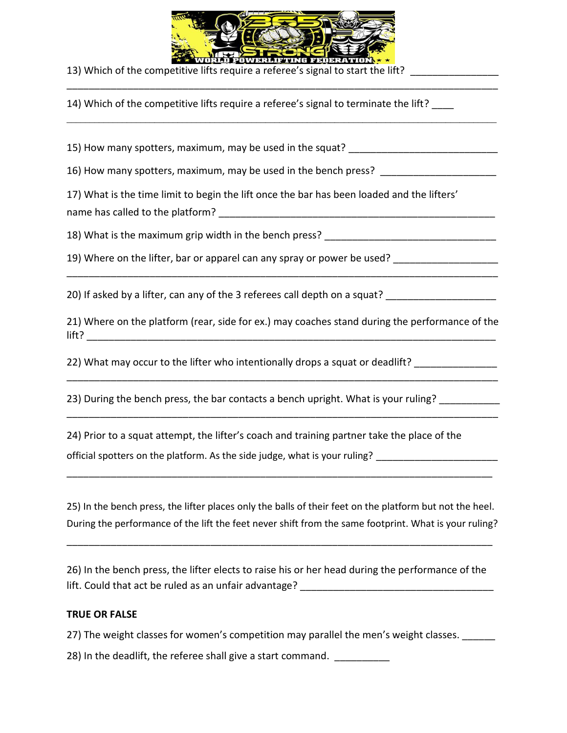13) Which of the competitive lifts require a referee's signal to start the lift? _______________
_______________________________________________________________________________

14) Which of the competitive lifts require a referee's signal to terminate the lift? ____
_______________________________________________________________________________

15) How many spotters, maximum, may be used in the squat? ___________________________

16) How many spotters, maximum, may be used in the bench press? _____________________

17) What is the time limit to begin the lift once the bar has been loaded and the lifters' name has called to the platform? ___________________________________________________

18) What is the maximum grip width in the bench press? _______________________________

19) Where on the lifter, bar or apparel can any spray or power be used? __________________
_______________________________________________________________________________

20) If asked by a lifter, can any of the 3 referees call depth on a squat? ___________________

21) Where on the platform (rear, side for ex.) may coaches stand during the performance of the lift? _________________________________________________________________________

22) What may occur to the lifter who intentionally drops a squat or deadlift? ______________
_______________________________________________________________________________

23) During the bench press, the bar contacts a bench upright. What is your ruling? ___________
_______________________________________________________________________________

24) Prior to a squat attempt, the lifter's coach and training partner take the place of the official spotters on the platform. As the side judge, what is your ruling? ______________________
_______________________________________________________________________________

25) In the bench press, the lifter places only the balls of their feet on the platform but not the heel. During the performance of the lift the feet never shift from the same footprint. What is your ruling?
_______________________________________________________________________________

26) In the bench press, the lifter elects to raise his or her head during the performance of the lift. Could that act be ruled as an unfair advantage? ___________________________________

**TRUE OR FALSE**

27) The weight classes for women's competition may parallel the men's weight classes. ______

28) In the deadlift, the referee shall give a start command. __________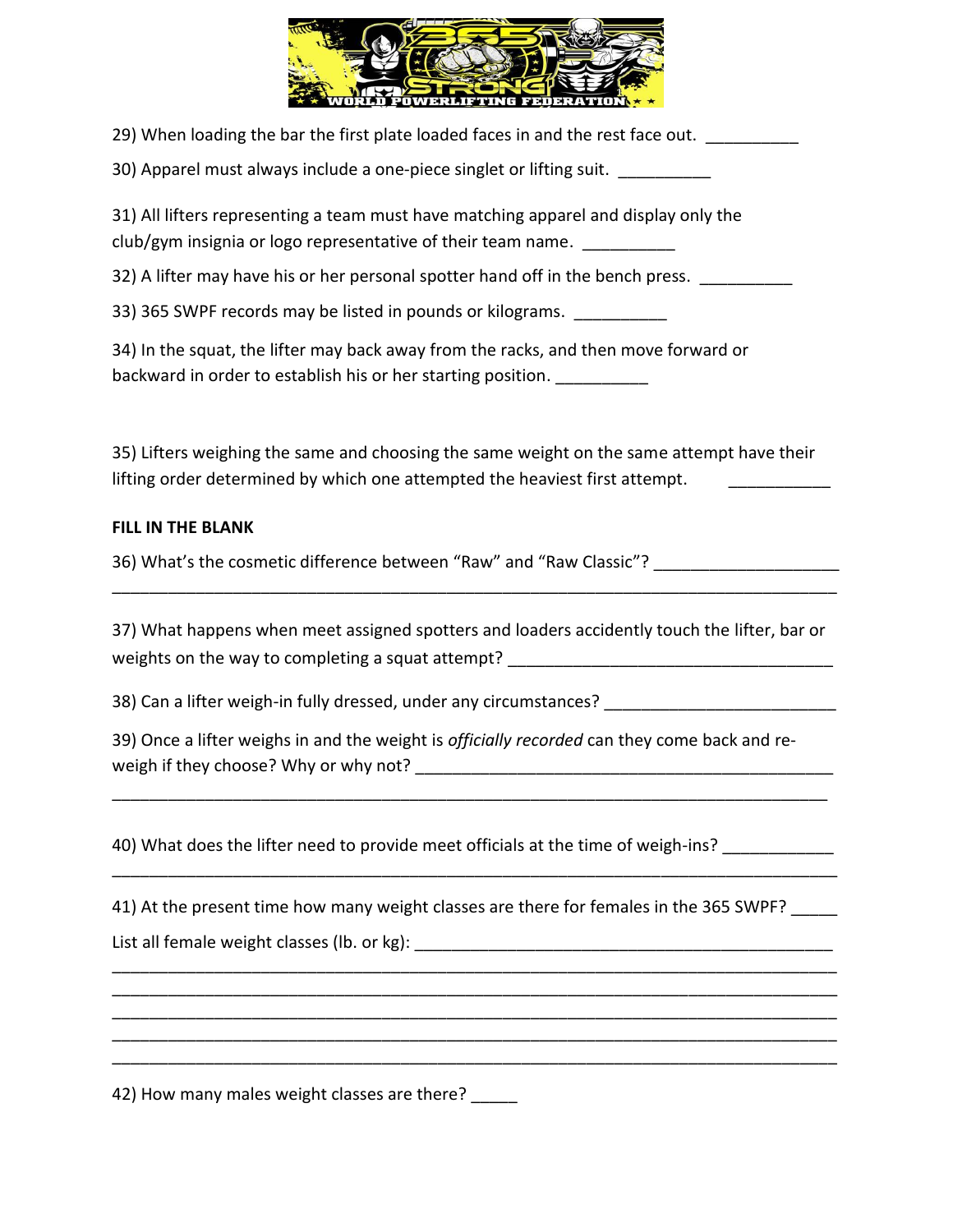29) When loading the bar the first plate loaded faces in and the rest face out. __________

30) Apparel must always include a one-piece singlet or lifting suit. __________

31) All lifters representing a team must have matching apparel and display only the club/gym insignia or logo representative of their team name. __________

32) A lifter may have his or her personal spotter hand off in the bench press. __________

33) 365 SWPF records may be listed in pounds or kilograms. __________

34) In the squat, the lifter may back away from the racks, and then move forward or backward in order to establish his or her starting position. __________

35) Lifters weighing the same and choosing the same weight on the same attempt have their lifting order determined by which one attempted the heaviest first attempt. ___________

**FILL IN THE BLANK**

36) What's the cosmetic difference between "Raw" and "Raw Classic"? ____________________
______________________________________________________________________________

37) What happens when meet assigned spotters and loaders accidently touch the lifter, bar or weights on the way to completing a squat attempt? __________________________________

38) Can a lifter weigh-in fully dressed, under any circumstances? ________________________

39) Once a lifter weighs in and the weight is *officially recorded* can they come back and re-weigh if they choose? Why or why not? _____________________________________________
______________________________________________________________________________

40) What does the lifter need to provide meet officials at the time of weigh-ins? ___________
______________________________________________________________________________

41) At the present time how many weight classes are there for females in the 365 SWPF? _____

List all female weight classes (lb. or kg): _____________________________________________
______________________________________________________________________________
______________________________________________________________________________
______________________________________________________________________________
______________________________________________________________________________
______________________________________________________________________________

42) How many males weight classes are there? _____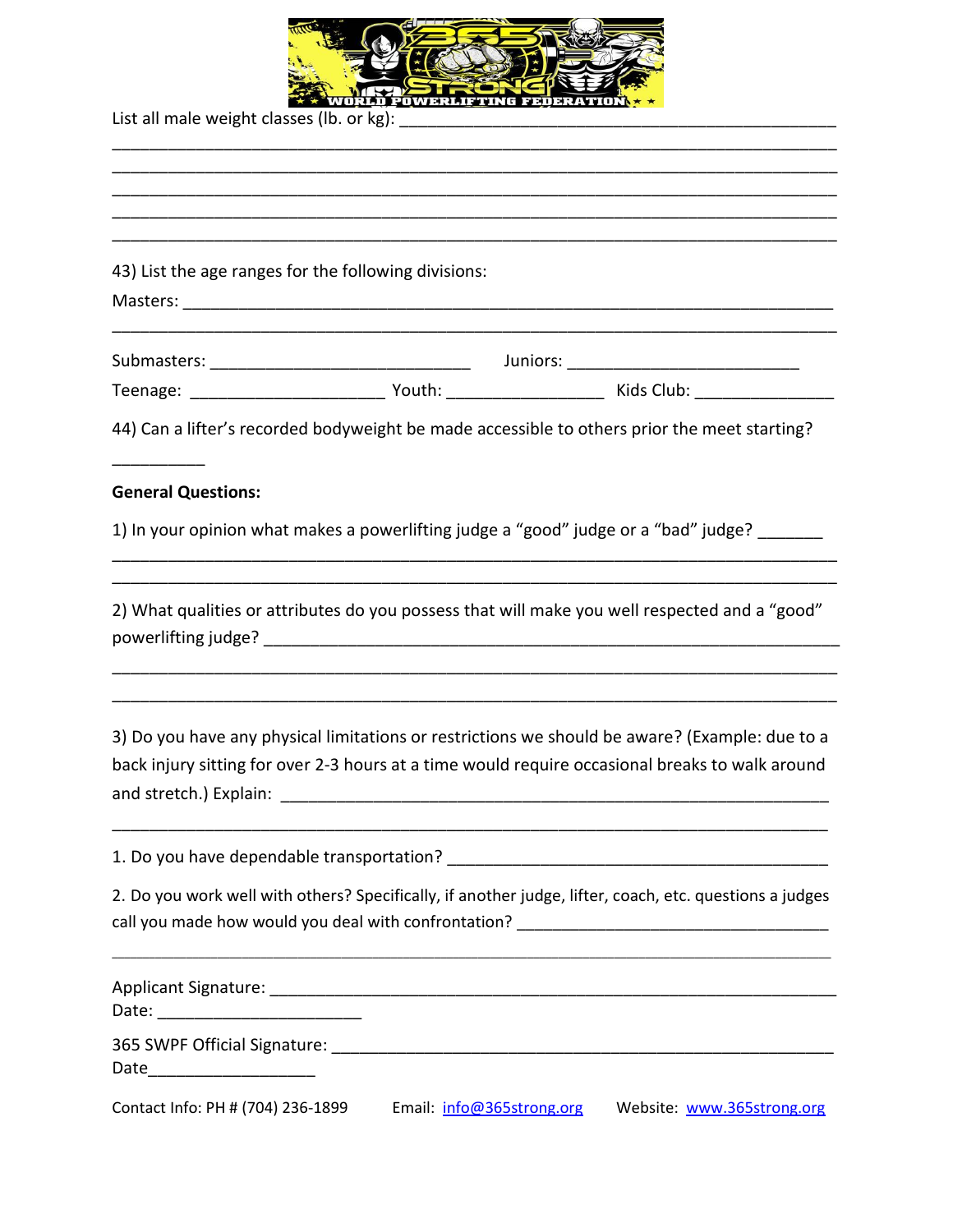List all male weight classes (lb. or kg): ____________________________________________

_____________________________________________________________________________

_____________________________________________________________________________

_____________________________________________________________________________

_____________________________________________________________________________

_____________________________________________________________________________

43) List the age ranges for the following divisions:

Masters: _______________________________________________________________________

_____________________________________________________________________________

Submasters: ____________________________ Juniors: _________________________

Teenage: _____________________ Youth: _________________ Kids Club: _______________

44) Can a lifter's recorded bodyweight be made accessible to others prior the meet starting?

__________

**General Questions:**

1) In your opinion what makes a powerlifting judge a "good" judge or a "bad" judge? _______

_____________________________________________________________________________

_____________________________________________________________________________

2) What qualities or attributes do you possess that will make you well respected and a "good" powerlifting judge? _______________________________________________________________

_____________________________________________________________________________

_____________________________________________________________________________

3) Do you have any physical limitations or restrictions we should be aware? (Example: due to a back injury sitting for over 2-3 hours at a time would require occasional breaks to walk around and stretch.) Explain: ____________________________________________________________

_____________________________________________________________________________

1. Do you have dependable transportation? __________________________________________

2. Do you work well with others? Specifically, if another judge, lifter, coach, etc. questions a judges call you made how would you deal with confrontation? __________________________________

_____________________________________________________________________________

Applicant Signature: _____________________________________________________________
Date: ______________________

365 SWPF Official Signature: ______________________________________________________
Date__________________

Contact Info: PH # (704) 236-1899 Email: info@365strong.org Website: www.365strong.org